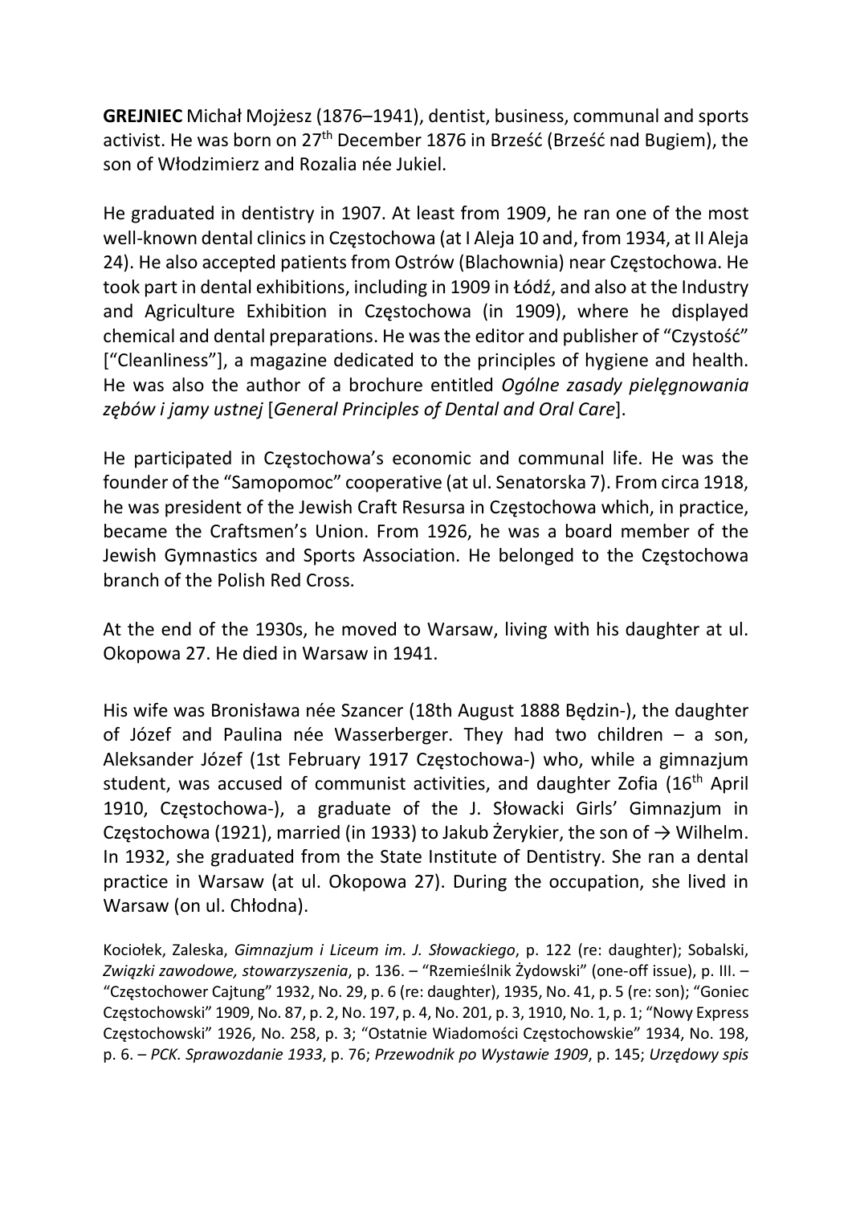**GREJNIEC** Michał Mojżesz (1876–1941), dentist, business, communal and sports activist. He was born on 27th December 1876 in Brześć (Brześć nad Bugiem), the son of Włodzimierz and Rozalia née Jukiel.

He graduated in dentistry in 1907. At least from 1909, he ran one of the most well-known dental clinics in Częstochowa (at I Aleja 10 and, from 1934, at II Aleja 24). He also accepted patients from Ostrów (Blachownia) near Częstochowa. He took part in dental exhibitions, including in 1909 in Łódź, and also at the Industry and Agriculture Exhibition in Częstochowa (in 1909), where he displayed chemical and dental preparations. He was the editor and publisher of "Czystość" ["Cleanliness"], a magazine dedicated to the principles of hygiene and health. He was also the author of a brochure entitled *Ogólne zasady pielęgnowania zębów i jamy ustnej* [*General Principles of Dental and Oral Care*].

He participated in Częstochowa's economic and communal life. He was the founder of the "Samopomoc" cooperative (at ul. Senatorska 7). From circa 1918, he was president of the Jewish Craft Resursa in Częstochowa which, in practice, became the Craftsmen's Union. From 1926, he was a board member of the Jewish Gymnastics and Sports Association. He belonged to the Częstochowa branch of the Polish Red Cross.

At the end of the 1930s, he moved to Warsaw, living with his daughter at ul. Okopowa 27. He died in Warsaw in 1941.

His wife was Bronisława née Szancer (18th August 1888 Będzin-), the daughter of Józef and Paulina née Wasserberger. They had two children – a son, Aleksander Józef (1st February 1917 Częstochowa-) who, while a gimnazjum student, was accused of communist activities, and daughter Zofia (16th April 1910, Częstochowa-), a graduate of the J. Słowacki Girls' Gimnazjum in Częstochowa (1921), married (in 1933) to Jakub Żerykier, the son of → Wilhelm. In 1932, she graduated from the State Institute of Dentistry. She ran a dental practice in Warsaw (at ul. Okopowa 27). During the occupation, she lived in Warsaw (on ul. Chłodna).

Kociołek, Zaleska, *Gimnazjum i Liceum im. J. Słowackiego*, p. 122 (re: daughter); Sobalski, *Związki zawodowe, stowarzyszenia*, p. 136. – "Rzemieślnik Żydowski" (one-off issue), p. III. – "Częstochower Cajtung" 1932, No. 29, p. 6 (re: daughter), 1935, No. 41, p. 5 (re: son); "Goniec Częstochowski" 1909, No. 87, p. 2, No. 197, p. 4, No. 201, p. 3, 1910, No. 1, p. 1; "Nowy Express Częstochowski" 1926, No. 258, p. 3; "Ostatnie Wiadomości Częstochowskie" 1934, No. 198, p. 6. – *PCK. Sprawozdanie 1933*, p. 76; *Przewodnik po Wystawie 1909*, p. 145; *Urzędowy spis*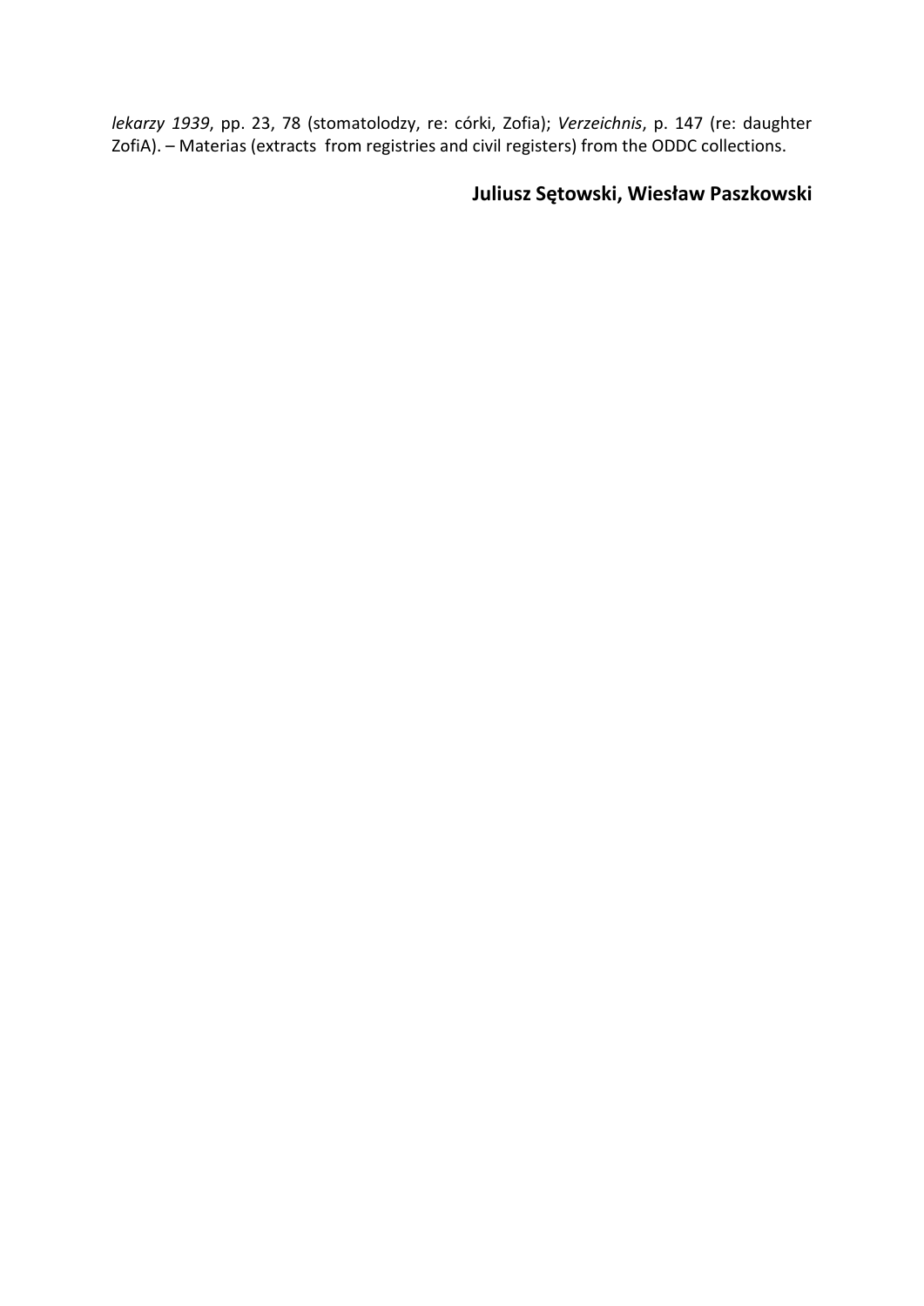*lekarzy 1939*, pp. 23, 78 (stomatolodzy, re: córki, Zofia); *Verzeichnis*, p. 147 (re: daughter ZofiA). – Materias (extracts from registries and civil registers) from the ODDC collections.

**Juliusz Sętowski, Wiesław Paszkowski**